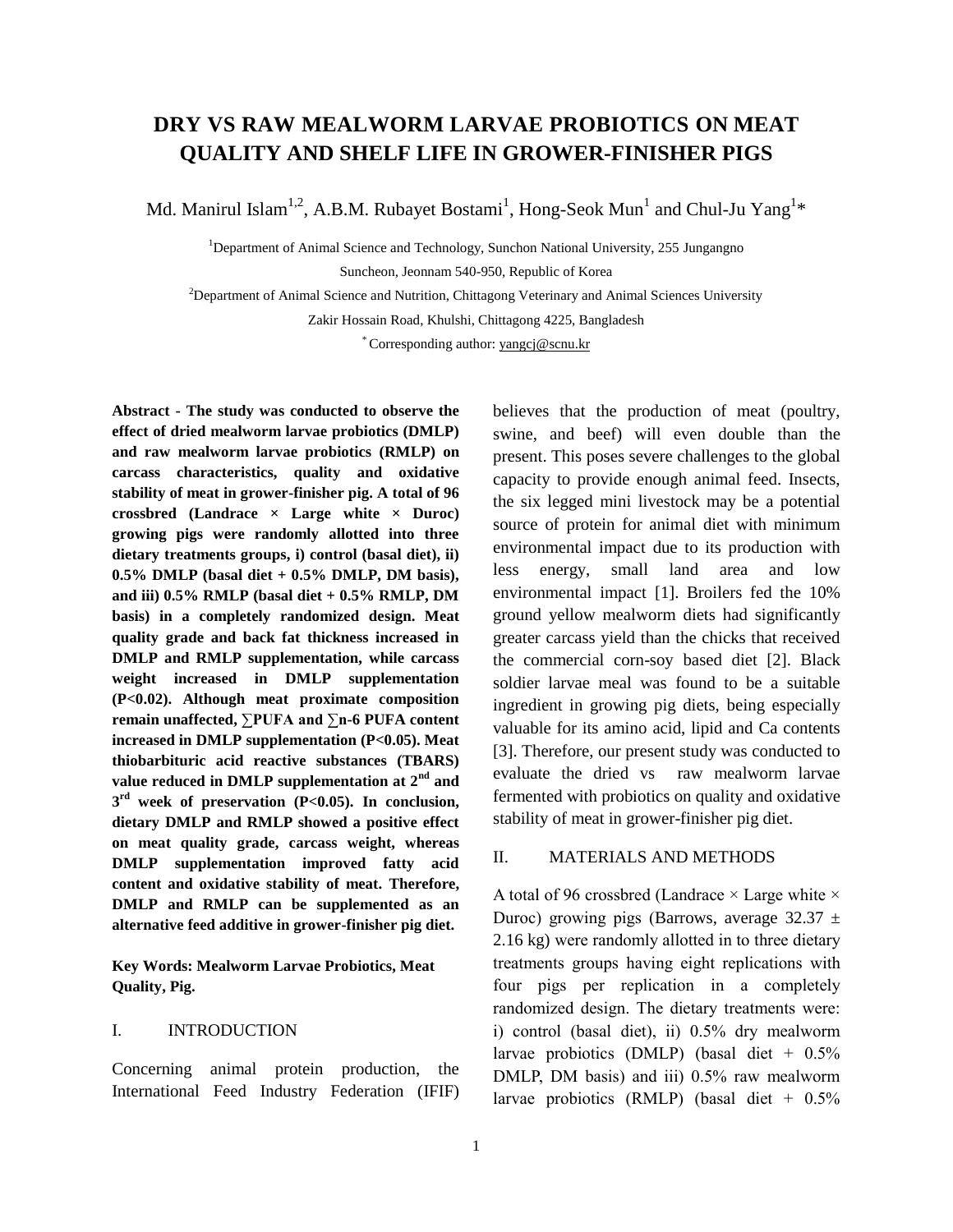# DRY VS RAW MEALWORM LARVAE PROBIOTICS ON MEAT QUALITY AND SHELF LIFE IN GROWER-FINISHER PIGS

Md. Manirul Islam[1,2], A.B.M. Rubayet Bostami[1], Hong-Seok Mun[1] and Chul-Ju Yang[1]*

[1]Department of Animal Science and Technology, Sunchon National University, 255 Jungangno Suncheon, Jeonnam 540-950, Republic of Korea

[2]Department of Animal Science and Nutrition, Chittagong Veterinary and Animal Sciences University Zakir Hossain Road, Khulshi, Chittagong 4225, Bangladesh

* Corresponding author: yangcj@scnu.kr

**Abstract - The study was conducted to observe the effect of dried mealworm larvae probiotics (DMLP) and raw mealworm larvae probiotics (RMLP) on carcass characteristics, quality and oxidative stability of meat in grower-finisher pig. A total of 96 crossbred (Landrace × Large white × Duroc) growing pigs were randomly allotted into three dietary treatments groups, i) control (basal diet), ii) 0.5% DMLP (basal diet + 0.5% DMLP, DM basis), and iii) 0.5% RMLP (basal diet + 0.5% RMLP, DM basis) in a completely randomized design. Meat quality grade and back fat thickness increased in DMLP and RMLP supplementation, while carcass weight increased in DMLP supplementation (P<0.02). Although meat proximate composition remain unaffected, ∑PUFA and ∑n-6 PUFA content increased in DMLP supplementation (P<0.05). Meat thiobarbituric acid reactive substances (TBARS) value reduced in DMLP supplementation at 2nd and 3rd week of preservation (P<0.05). In conclusion, dietary DMLP and RMLP showed a positive effect on meat quality grade, carcass weight, whereas DMLP supplementation improved fatty acid content and oxidative stability of meat. Therefore, DMLP and RMLP can be supplemented as an alternative feed additive in grower-finisher pig diet.**

**Key Words: Mealworm Larvae Probiotics, Meat Quality, Pig.**

## I. INTRODUCTION

Concerning animal protein production, the International Feed Industry Federation (IFIF) believes that the production of meat (poultry, swine, and beef) will even double than the present. This poses severe challenges to the global capacity to provide enough animal feed. Insects, the six legged mini livestock may be a potential source of protein for animal diet with minimum environmental impact due to its production with less energy, small land area and low environmental impact [1]. Broilers fed the 10% ground yellow mealworm diets had significantly greater carcass yield than the chicks that received the commercial corn-soy based diet [2]. Black soldier larvae meal was found to be a suitable ingredient in growing pig diets, being especially valuable for its amino acid, lipid and Ca contents [3]. Therefore, our present study was conducted to evaluate the dried vs raw mealworm larvae fermented with probiotics on quality and oxidative stability of meat in grower-finisher pig diet.

## II. MATERIALS AND METHODS

A total of 96 crossbred (Landrace × Large white × Duroc) growing pigs (Barrows, average 32.37 ± 2.16 kg) were randomly allotted in to three dietary treatments groups having eight replications with four pigs per replication in a completely randomized design. The dietary treatments were: i) control (basal diet), ii) 0.5% dry mealworm larvae probiotics (DMLP) (basal diet + 0.5% DMLP, DM basis) and iii) 0.5% raw mealworm larvae probiotics (RMLP) (basal diet + 0.5%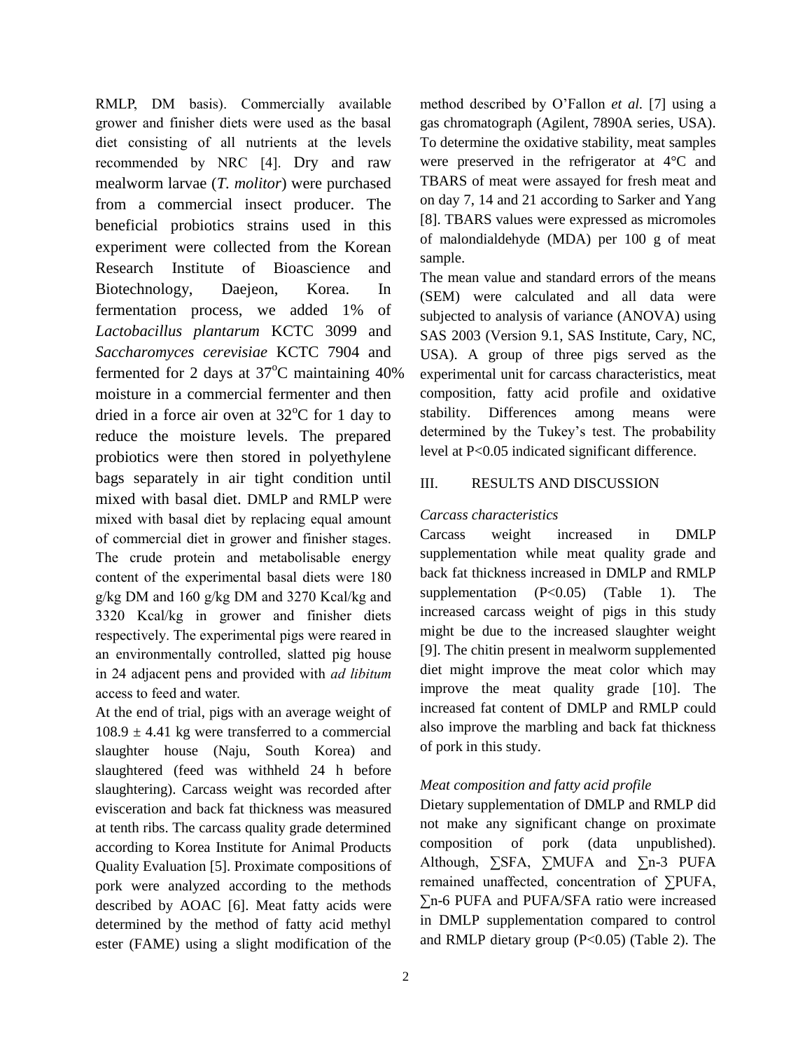RMLP, DM basis). Commercially available grower and finisher diets were used as the basal diet consisting of all nutrients at the levels recommended by NRC [4]. Dry and raw mealworm larvae (*T. molitor*) were purchased from a commercial insect producer. The beneficial probiotics strains used in this experiment were collected from the Korean Research Institute of Bioascience and Biotechnology, Daejeon, Korea. In fermentation process, we added 1% of *Lactobacillus plantarum* KCTC 3099 and *Saccharomyces cerevisiae* KCTC 7904 and fermented for 2 days at 37°C maintaining 40% moisture in a commercial fermenter and then dried in a force air oven at 32°C for 1 day to reduce the moisture levels. The prepared probiotics were then stored in polyethylene bags separately in air tight condition until mixed with basal diet. DMLP and RMLP were mixed with basal diet by replacing equal amount of commercial diet in grower and finisher stages. The crude protein and metabolisable energy content of the experimental basal diets were 180 g/kg DM and 160 g/kg DM and 3270 Kcal/kg and 3320 Kcal/kg in grower and finisher diets respectively. The experimental pigs were reared in an environmentally controlled, slatted pig house in 24 adjacent pens and provided with *ad libitum* access to feed and water.

At the end of trial, pigs with an average weight of 108.9 ± 4.41 kg were transferred to a commercial slaughter house (Naju, South Korea) and slaughtered (feed was withheld 24 h before slaughtering). Carcass weight was recorded after evisceration and back fat thickness was measured at tenth ribs. The carcass quality grade determined according to Korea Institute for Animal Products Quality Evaluation [5]. Proximate compositions of pork were analyzed according to the methods described by AOAC [6]. Meat fatty acids were determined by the method of fatty acid methyl ester (FAME) using a slight modification of the method described by O'Fallon *et al.* [7] using a gas chromatograph (Agilent, 7890A series, USA). To determine the oxidative stability, meat samples were preserved in the refrigerator at 4°C and TBARS of meat were assayed for fresh meat and on day 7, 14 and 21 according to Sarker and Yang [8]. TBARS values were expressed as micromoles of malondialdehyde (MDA) per 100 g of meat sample.

The mean value and standard errors of the means (SEM) were calculated and all data were subjected to analysis of variance (ANOVA) using SAS 2003 (Version 9.1, SAS Institute, Cary, NC, USA). A group of three pigs served as the experimental unit for carcass characteristics, meat composition, fatty acid profile and oxidative stability. Differences among means were determined by the Tukey's test. The probability level at $P<0.05$ indicated significant difference.

## III. RESULTS AND DISCUSSION

### *Carcass characteristics*

Carcass weight increased in DMLP supplementation while meat quality grade and back fat thickness increased in DMLP and RMLP supplementation ($P<0.05$) (Table 1). The increased carcass weight of pigs in this study might be due to the increased slaughter weight [9]. The chitin present in mealworm supplemented diet might improve the meat color which may improve the meat quality grade [10]. The increased fat content of DMLP and RMLP could also improve the marbling and back fat thickness of pork in this study.

### *Meat composition and fatty acid profile*

Dietary supplementation of DMLP and RMLP did not make any significant change on proximate composition of pork (data unpublished). Although, ∑SFA, ∑MUFA and ∑n-3 PUFA remained unaffected, concentration of ∑PUFA, ∑n-6 PUFA and PUFA/SFA ratio were increased in DMLP supplementation compared to control and RMLP dietary group ($P<0.05$) (Table 2). The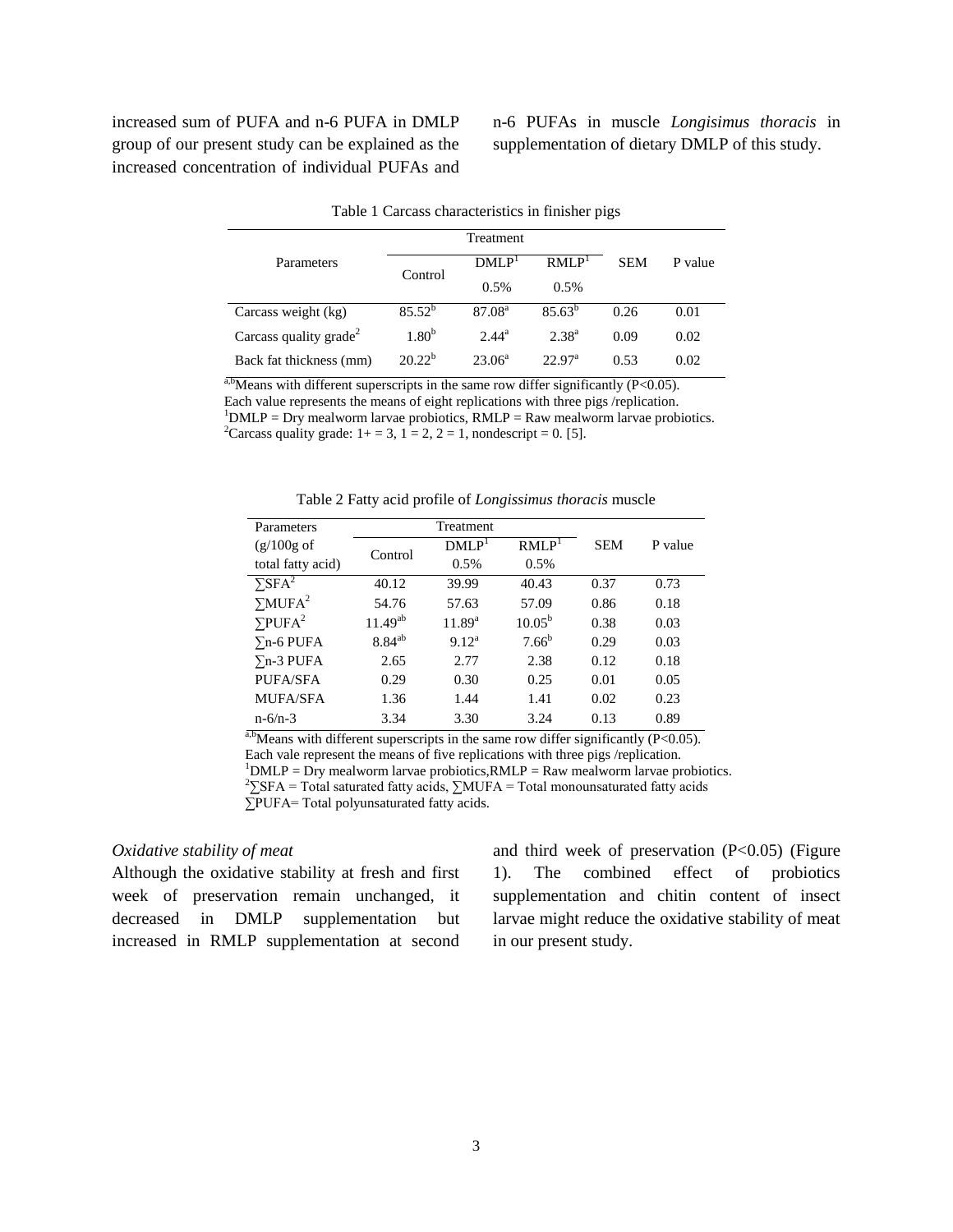increased sum of PUFA and n-6 PUFA in DMLP group of our present study can be explained as the increased concentration of individual PUFAs and n-6 PUFAs in muscle *Longisimus thoracis* in supplementation of dietary DMLP of this study.

Table 1 Carcass characteristics in finisher pigs

| Parameters | Treatment | | | SEM | P value |
|---|---|---|---|---|---|
| | Control | DMLP[1] 0.5% | RMLP[1] 0.5% | | |
| Carcass weight (kg) | $85.52^b$ | $87.08^a$ | $85.63^b$ | 0.26 | 0.01 |
| Carcass quality grade[2] | $1.80^b$ | $2.44^a$ | $2.38^a$ | 0.09 | 0.02 |
| Back fat thickness (mm) | $20.22^b$ | $23.06^a$ | $22.97^a$ | 0.53 | 0.02 |

$^{a,b}$Means with different superscripts in the same row differ significantly ($P<0.05$).
Each value represents the means of eight replications with three pigs /replication.
[1]DMLP = Dry mealworm larvae probiotics, RMLP = Raw mealworm larvae probiotics.
[2]Carcass quality grade: 1+ = 3, 1 = 2, 2 = 1, nondescript = 0. [5].

Table 2 Fatty acid profile of *Longissimus thoracis* muscle

| Parameters (g/100g of total fatty acid) | Treatment | | | SEM | P value |
|---|---|---|---|---|---|
| | Control | DMLP[1] 0.5% | RMLP[1] 0.5% | | |
| ∑SFA[2] | 40.12 | 39.99 | 40.43 | 0.37 | 0.73 |
| ∑MUFA[2] | 54.76 | 57.63 | 57.09 | 0.86 | 0.18 |
| ∑PUFA[2] | $11.49^{ab}$ | $11.89^a$ | $10.05^b$ | 0.38 | 0.03 |
| ∑n-6 PUFA | $8.84^{ab}$ | $9.12^a$ | $7.66^b$ | 0.29 | 0.03 |
| ∑n-3 PUFA | 2.65 | 2.77 | 2.38 | 0.12 | 0.18 |
| PUFA/SFA | 0.29 | 0.30 | 0.25 | 0.01 | 0.05 |
| MUFA/SFA | 1.36 | 1.44 | 1.41 | 0.02 | 0.23 |
| n-6/n-3 | 3.34 | 3.30 | 3.24 | 0.13 | 0.89 |

$^{a,b}$Means with different superscripts in the same row differ significantly ($P<0.05$).
Each vale represent the means of five replications with three pigs /replication.
[1]DMLP = Dry mealworm larvae probiotics,RMLP = Raw mealworm larvae probiotics.
[2]∑SFA = Total saturated fatty acids, ∑MUFA = Total monounsaturated fatty acids
∑PUFA= Total polyunsaturated fatty acids.

*Oxidative stability of meat*

Although the oxidative stability at fresh and first week of preservation remain unchanged, it decreased in DMLP supplementation but increased in RMLP supplementation at second and third week of preservation ($P<0.05$) (Figure 1). The combined effect of probiotics supplementation and chitin content of insect larvae might reduce the oxidative stability of meat in our present study.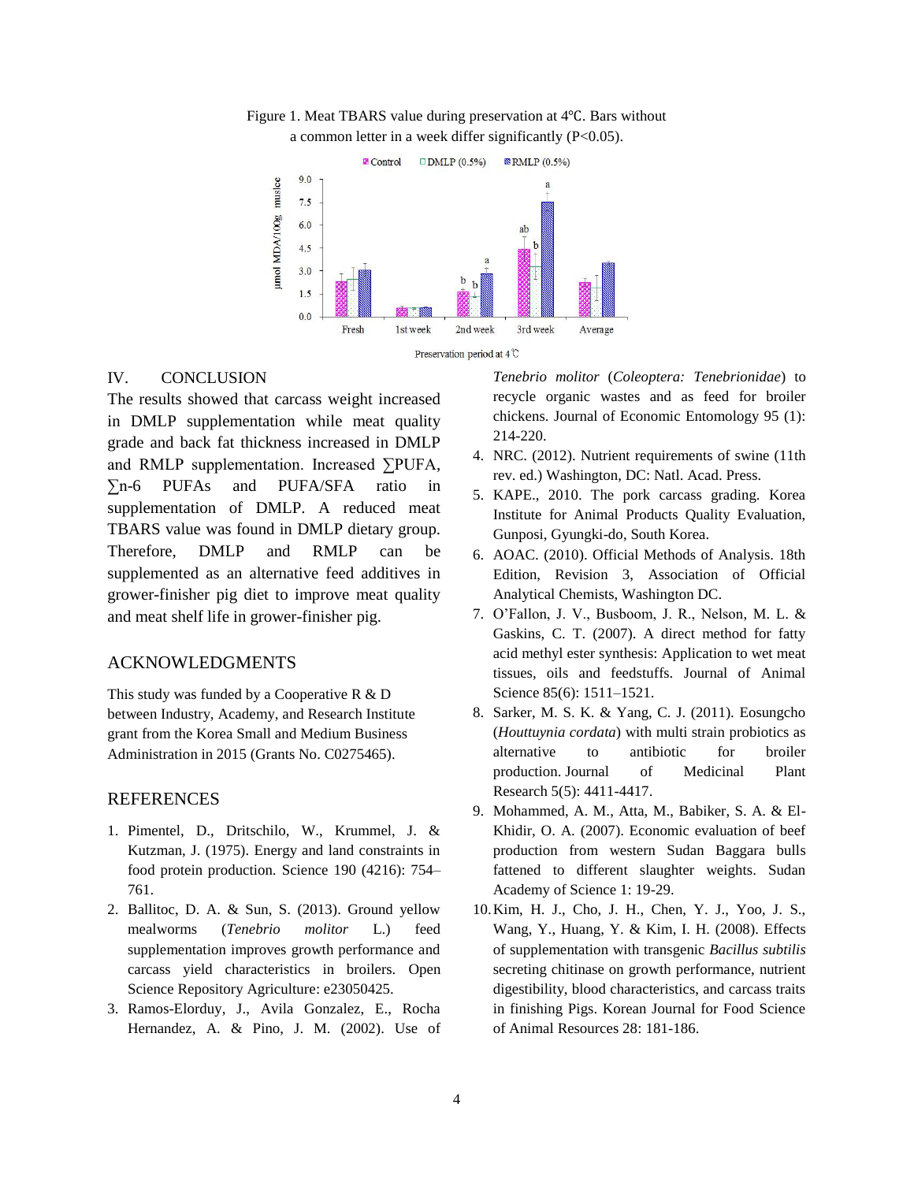Figure 1. Meat TBARS value during preservation at 4℃. Bars without a common letter in a week differ significantly (P<0.05).

Control DMLP (0.5%) RMLP (0.5%)

μmol MDA/100g musle

9.0
7.5
6.0
4.5
3.0
1.5
0.0

Fresh 1st week 2nd week 3rd week Average

b b a ab b a

Preservation period at 4℃

## IV. CONCLUSION

The results showed that carcass weight increased in DMLP supplementation while meat quality grade and back fat thickness increased in DMLP and RMLP supplementation. Increased ∑PUFA, ∑n-6 PUFAs and PUFA/SFA ratio in supplementation of DMLP. A reduced meat TBARS value was found in DMLP dietary group. Therefore, DMLP and RMLP can be supplemented as an alternative feed additives in grower-finisher pig diet to improve meat quality and meat shelf life in grower-finisher pig.

## ACKNOWLEDGMENTS

This study was funded by a Cooperative R & D between Industry, Academy, and Research Institute grant from the Korea Small and Medium Business Administration in 2015 (Grants No. C0275465).

## REFERENCES

1. Pimentel, D., Dritschilo, W., Krummel, J. & Kutzman, J. (1975). Energy and land constraints in food protein production. Science 190 (4216): 754–761.
2. Ballitoc, D. A. & Sun, S. (2013). Ground yellow mealworms (*Tenebrio molitor* L.) feed supplementation improves growth performance and carcass yield characteristics in broilers. Open Science Repository Agriculture: e23050425.
3. Ramos-Elorduy, J., Avila Gonzalez, E., Rocha Hernandez, A. & Pino, J. M. (2002). Use of *Tenebrio molitor* (*Coleoptera: Tenebrionidae*) to recycle organic wastes and as feed for broiler chickens. Journal of Economic Entomology 95 (1): 214-220.
4. NRC. (2012). Nutrient requirements of swine (11th rev. ed.) Washington, DC: Natl. Acad. Press.
5. KAPE., 2010. The pork carcass grading. Korea Institute for Animal Products Quality Evaluation, Gunposi, Gyungki-do, South Korea.
6. AOAC. (2010). Official Methods of Analysis. 18th Edition, Revision 3, Association of Official Analytical Chemists, Washington DC.
7. O'Fallon, J. V., Busboom, J. R., Nelson, M. L. & Gaskins, C. T. (2007). A direct method for fatty acid methyl ester synthesis: Application to wet meat tissues, oils and feedstuffs. Journal of Animal Science 85(6): 1511–1521.
8. Sarker, M. S. K. & Yang, C. J. (2011). Eosungcho (*Houttuynia cordata*) with multi strain probiotics as alternative to antibiotic for broiler production. Journal of Medicinal Plant Research 5(5): 4411-4417.
9. Mohammed, A. M., Atta, M., Babiker, S. A. & El-Khidir, O. A. (2007). Economic evaluation of beef production from western Sudan Baggara bulls fattened to different slaughter weights. Sudan Academy of Science 1: 19-29.
10. Kim, H. J., Cho, J. H., Chen, Y. J., Yoo, J. S., Wang, Y., Huang, Y. & Kim, I. H. (2008). Effects of supplementation with transgenic *Bacillus subtilis* secreting chitinase on growth performance, nutrient digestibility, blood characteristics, and carcass traits in finishing Pigs. Korean Journal for Food Science of Animal Resources 28: 181-186.